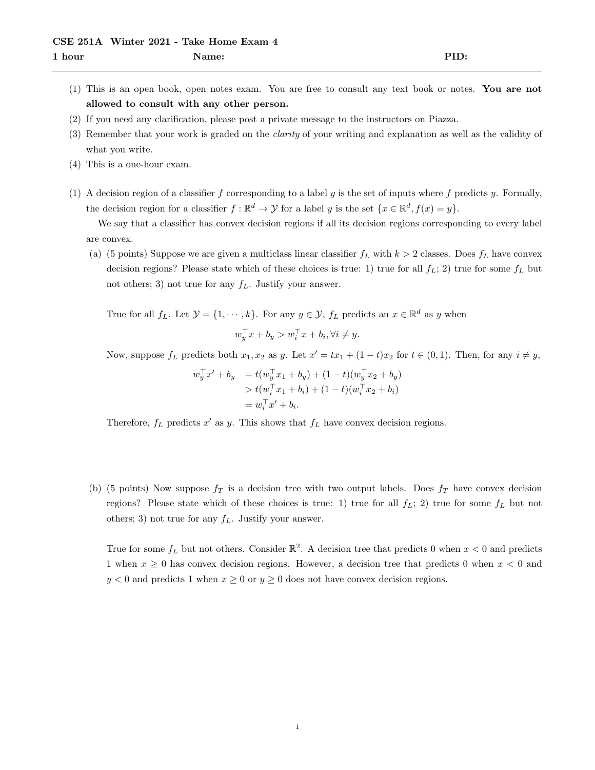**CSE 251A Winter 2021 - Take Home Exam 4**

**1 hour** **Name:** **PID:**

---

(1) This is an open book, open notes exam. You are free to consult any text book or notes. **You are not allowed to consult with any other person.**

(2) If you need any clarification, please post a private message to the instructors on Piazza.

(3) Remember that your work is graded on the *clarity* of your writing and explanation as well as the validity of what you write.

(4) This is a one-hour exam.

(1) A decision region of a classifier $f$ corresponding to a label $y$ is the set of inputs where $f$ predicts $y$. Formally, the decision region for a classifier $f : \mathbb{R}^d \to \mathcal{Y}$ for a label $y$ is the set $\{x \in \mathbb{R}^d, f(x) = y\}$.

We say that a classifier has convex decision regions if all its decision regions corresponding to every label are convex.

(a) (5 points) Suppose we are given a multiclass linear classifier $f_L$ with $k > 2$ classes. Does $f_L$ have convex decision regions? Please state which of these choices is true: 1) true for all $f_L$; 2) true for some $f_L$ but not others; 3) not true for any $f_L$. Justify your answer.

True for all $f_L$. Let $\mathcal{Y} = \{1, \cdots, k\}$. For any $y \in \mathcal{Y}$, $f_L$ predicts an $x \in \mathbb{R}^d$ as $y$ when

$$w_y^\top x + b_y > w_i^\top x + b_i, \forall i \neq y.$$

Now, suppose $f_L$ predicts both $x_1, x_2$ as $y$. Let $x' = tx_1 + (1-t)x_2$ for $t \in (0, 1)$. Then, for any $i \neq y$,

$$\begin{aligned} w_y^\top x' + b_y &= t(w_y^\top x_1 + b_y) + (1-t)(w_y^\top x_2 + b_y) \\ &> t(w_i^\top x_1 + b_i) + (1-t)(w_i^\top x_2 + b_i) \\ &= w_i^\top x' + b_i. \end{aligned}$$

Therefore, $f_L$ predicts $x'$ as $y$. This shows that $f_L$ have convex decision regions.

(b) (5 points) Now suppose $f_T$ is a decision tree with two output labels. Does $f_T$ have convex decision regions? Please state which of these choices is true: 1) true for all $f_L$; 2) true for some $f_L$ but not others; 3) not true for any $f_L$. Justify your answer.

True for some $f_L$ but not others. Consider $\mathbb{R}^2$. A decision tree that predicts 0 when $x < 0$ and predicts 1 when $x \geq 0$ has convex decision regions. However, a decision tree that predicts 0 when $x < 0$ and $y < 0$ and predicts 1 when $x \geq 0$ or $y \geq 0$ does not have convex decision regions.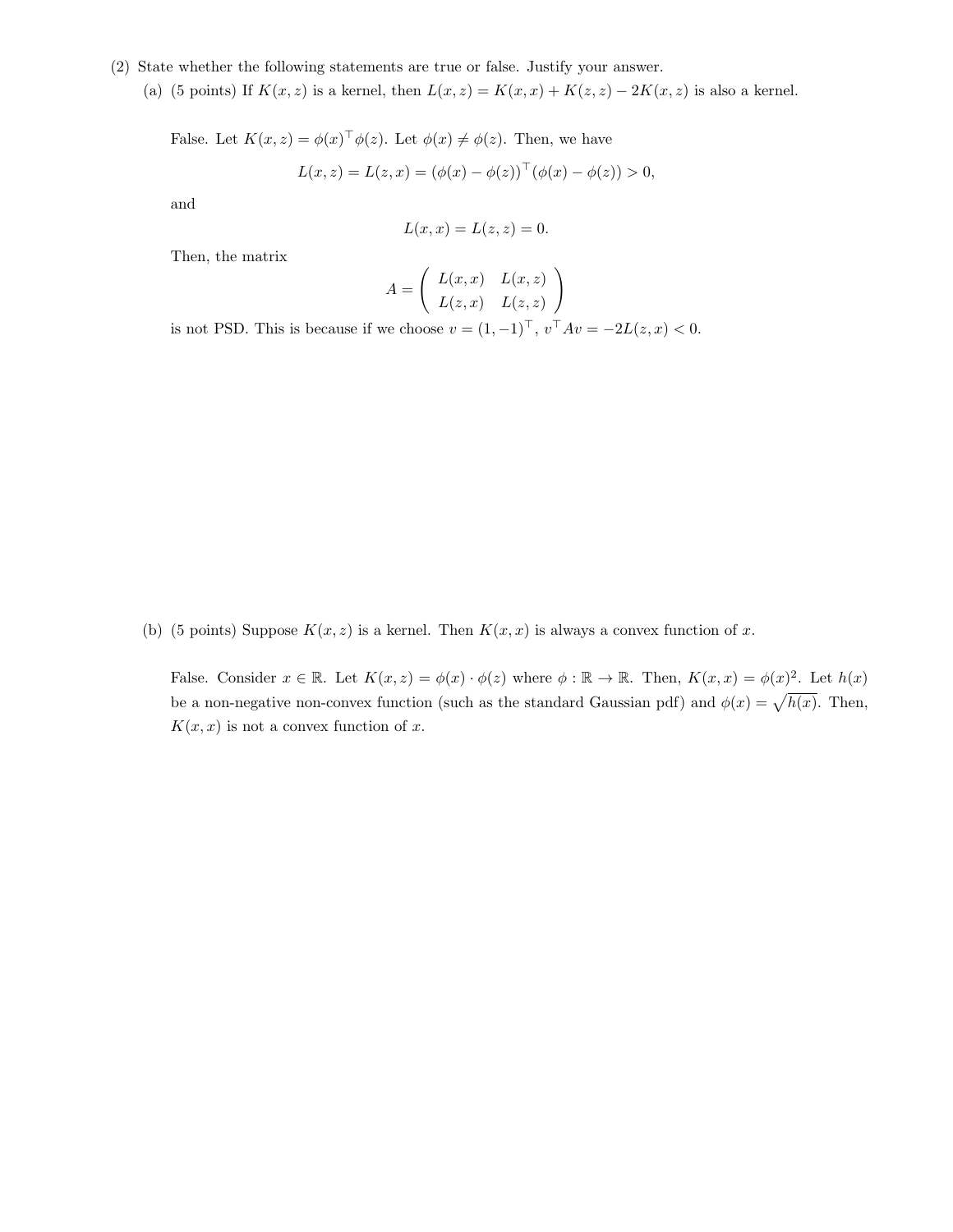(2) State whether the following statements are true or false. Justify your answer.

(a) (5 points) If $K(x, z)$ is a kernel, then $L(x, z) = K(x, x) + K(z, z) - 2K(x, z)$ is also a kernel.

False. Let $K(x, z) = \phi(x)^\top \phi(z)$. Let $\phi(x) \neq \phi(z)$. Then, we have

$$L(x, z) = L(z, x) = (\phi(x) - \phi(z))^\top (\phi(x) - \phi(z)) > 0,$$

and

$$L(x, x) = L(z, z) = 0.$$

Then, the matrix

$$A = \begin{pmatrix} L(x, x) & L(x, z) \\ L(z, x) & L(z, z) \end{pmatrix}$$

is not PSD. This is because if we choose $v = (1, -1)^\top$, $v^\top A v = -2L(z, x) < 0$.

(b) (5 points) Suppose $K(x, z)$ is a kernel. Then $K(x, x)$ is always a convex function of $x$.

False. Consider $x \in \mathbb{R}$. Let $K(x, z) = \phi(x) \cdot \phi(z)$ where $\phi : \mathbb{R} \to \mathbb{R}$. Then, $K(x, x) = \phi(x)^2$. Let $h(x)$ be a non-negative non-convex function (such as the standard Gaussian pdf) and $\phi(x) = \sqrt{h(x)}$. Then, $K(x, x)$ is not a convex function of $x$.